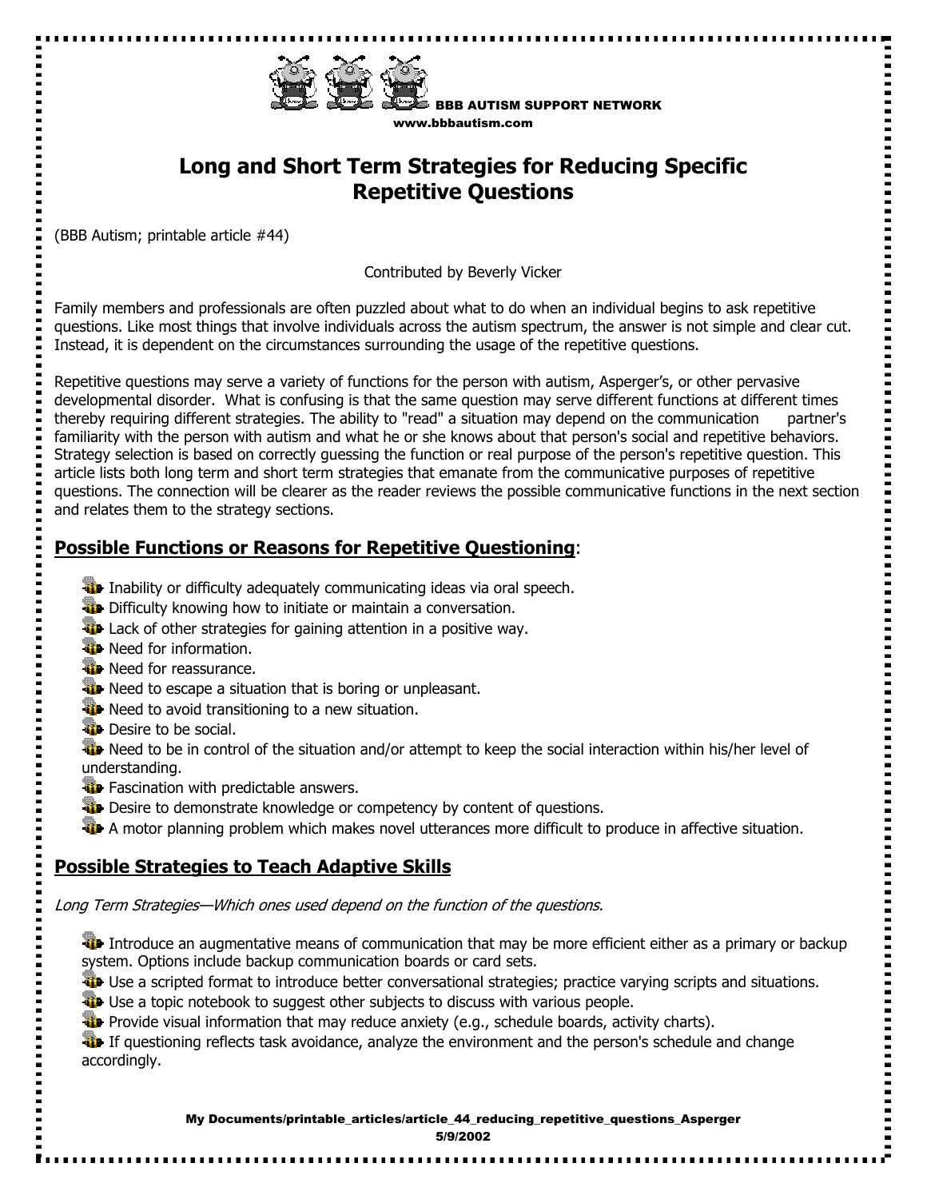BBB AUTISM SUPPORT NETWORK
www.bbbautism.com

# Long and Short Term Strategies for Reducing Specific Repetitive Questions

(BBB Autism; printable article #44)

Contributed by Beverly Vicker

Family members and professionals are often puzzled about what to do when an individual begins to ask repetitive questions. Like most things that involve individuals across the autism spectrum, the answer is not simple and clear cut. Instead, it is dependent on the circumstances surrounding the usage of the repetitive questions.

Repetitive questions may serve a variety of functions for the person with autism, Asperger's, or other pervasive developmental disorder. What is confusing is that the same question may serve different functions at different times thereby requiring different strategies. The ability to "read" a situation may depend on the communication partner's familiarity with the person with autism and what he or she knows about that person's social and repetitive behaviors. Strategy selection is based on correctly guessing the function or real purpose of the person's repetitive question. This article lists both long term and short term strategies that emanate from the communicative purposes of repetitive questions. The connection will be clearer as the reader reviews the possible communicative functions in the next section and relates them to the strategy sections.

## Possible Functions or Reasons for Repetitive Questioning:

- Inability or difficulty adequately communicating ideas via oral speech.
- Difficulty knowing how to initiate or maintain a conversation.
- Lack of other strategies for gaining attention in a positive way.
- Need for information.
- Need for reassurance.
- Need to escape a situation that is boring or unpleasant.
- Need to avoid transitioning to a new situation.
- Desire to be social.
- Need to be in control of the situation and/or attempt to keep the social interaction within his/her level of understanding.
- Fascination with predictable answers.
- Desire to demonstrate knowledge or competency by content of questions.
- A motor planning problem which makes novel utterances more difficult to produce in affective situation.

## Possible Strategies to Teach Adaptive Skills

*Long Term Strategies—Which ones used depend on the function of the questions.*

- Introduce an augmentative means of communication that may be more efficient either as a primary or backup system. Options include backup communication boards or card sets.
- Use a scripted format to introduce better conversational strategies; practice varying scripts and situations.
- Use a topic notebook to suggest other subjects to discuss with various people.
- Provide visual information that may reduce anxiety (e.g., schedule boards, activity charts).
- If questioning reflects task avoidance, analyze the environment and the person's schedule and change accordingly.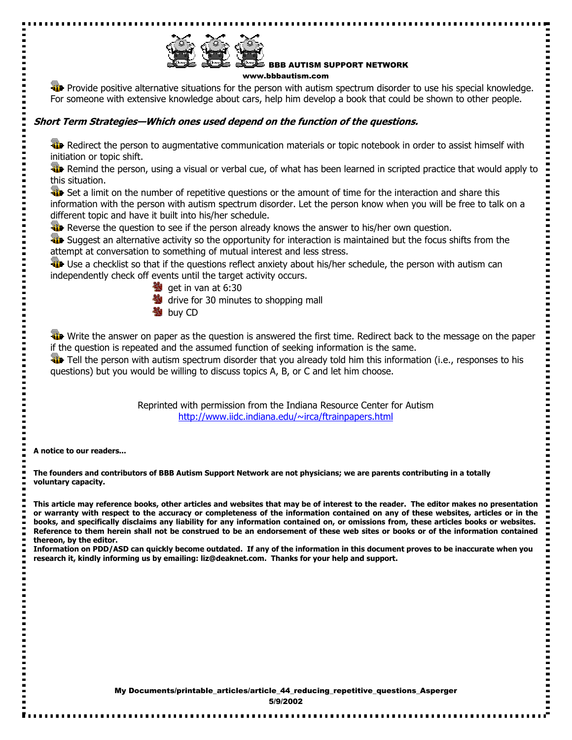Provide positive alternative situations for the person with autism spectrum disorder to use his special knowledge. For someone with extensive knowledge about cars, help him develop a book that could be shown to other people.

***Short Term Strategies—Which ones used depend on the function of the questions.***

- Redirect the person to augmentative communication materials or topic notebook in order to assist himself with initiation or topic shift.
- Remind the person, using a visual or verbal cue, of what has been learned in scripted practice that would apply to this situation.
- Set a limit on the number of repetitive questions or the amount of time for the interaction and share this information with the person with autism spectrum disorder. Let the person know when you will be free to talk on a different topic and have it built into his/her schedule.
- Reverse the question to see if the person already knows the answer to his/her own question.
- Suggest an alternative activity so the opportunity for interaction is maintained but the focus shifts from the attempt at conversation to something of mutual interest and less stress.
- Use a checklist so that if the questions reflect anxiety about his/her schedule, the person with autism can independently check off events until the target activity occurs.
  - get in van at 6:30
  - drive for 30 minutes to shopping mall
  - buy CD
- Write the answer on paper as the question is answered the first time. Redirect back to the message on the paper if the question is repeated and the assumed function of seeking information is the same.
- Tell the person with autism spectrum disorder that you already told him this information (i.e., responses to his questions) but you would be willing to discuss topics A, B, or C and let him choose.

Reprinted with permission from the Indiana Resource Center for Autism
http://www.iidc.indiana.edu/~irca/ftrainpapers.html

**A notice to our readers…**

**The founders and contributors of BBB Autism Support Network are not physicians; we are parents contributing in a totally voluntary capacity.**

**This article may reference books, other articles and websites that may be of interest to the reader. The editor makes no presentation or warranty with respect to the accuracy or completeness of the information contained on any of these websites, articles or in the books, and specifically disclaims any liability for any information contained on, or omissions from, these articles books or websites. Reference to them herein shall not be construed to be an endorsement of these web sites or books or of the information contained thereon, by the editor.**
**Information on PDD/ASD can quickly become outdated. If any of the information in this document proves to be inaccurate when you research it, kindly informing us by emailing: liz@deaknet.com. Thanks for your help and support.**